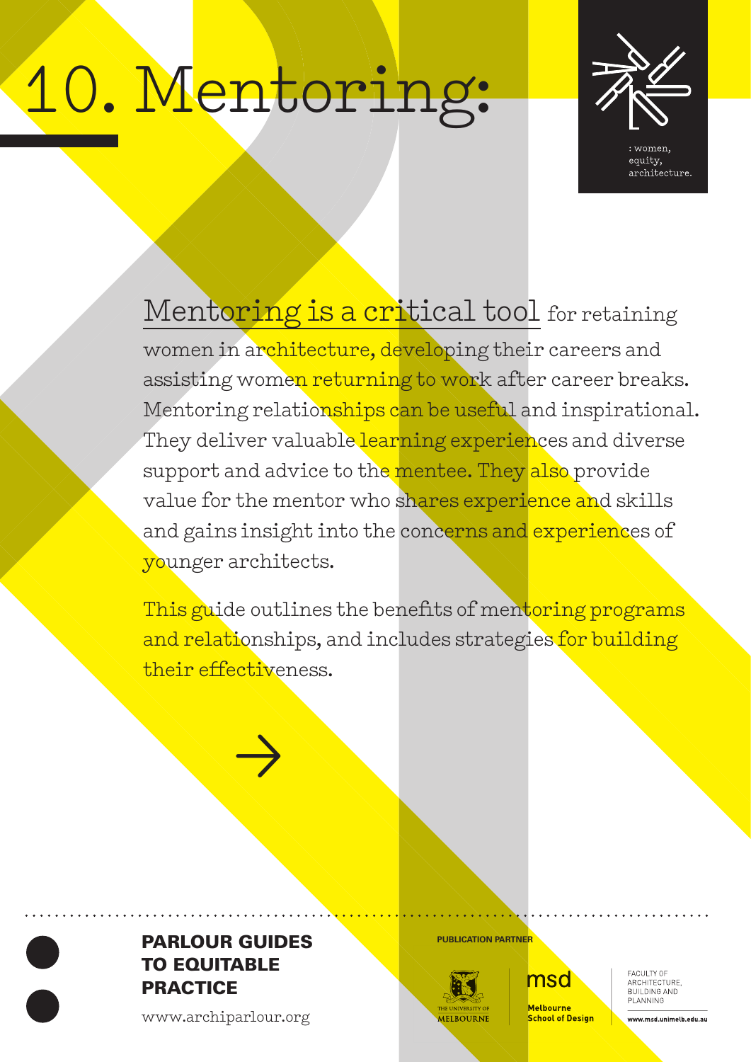# 10. Mentoring:

: women, equity, architecture.

Mentoring is a critical tool for retaining women in architecture, developing their careers and assisting women returning to work after career breaks. Mentoring relationships can be useful and inspirational. They deliver valuable learning experiences and diverse support and advice to the mentee. They also provide value for the mentor who shares experience and skills and gains insight into the concerns and experiences of younger architects.

This guide outlines the benefits of mentoring programs and relationships, and includes strategies for building their effectiveness.

→

**PARLOUR GUIDES TO EQUITABLE PRACTICE**

www.archiparlour.org

**PUBLICATION PARTNER**

The University of Melbourne

msd Melbourne School of Design

Faculty of Architecture, Building and Planning

www.msd.unimelb.edu.au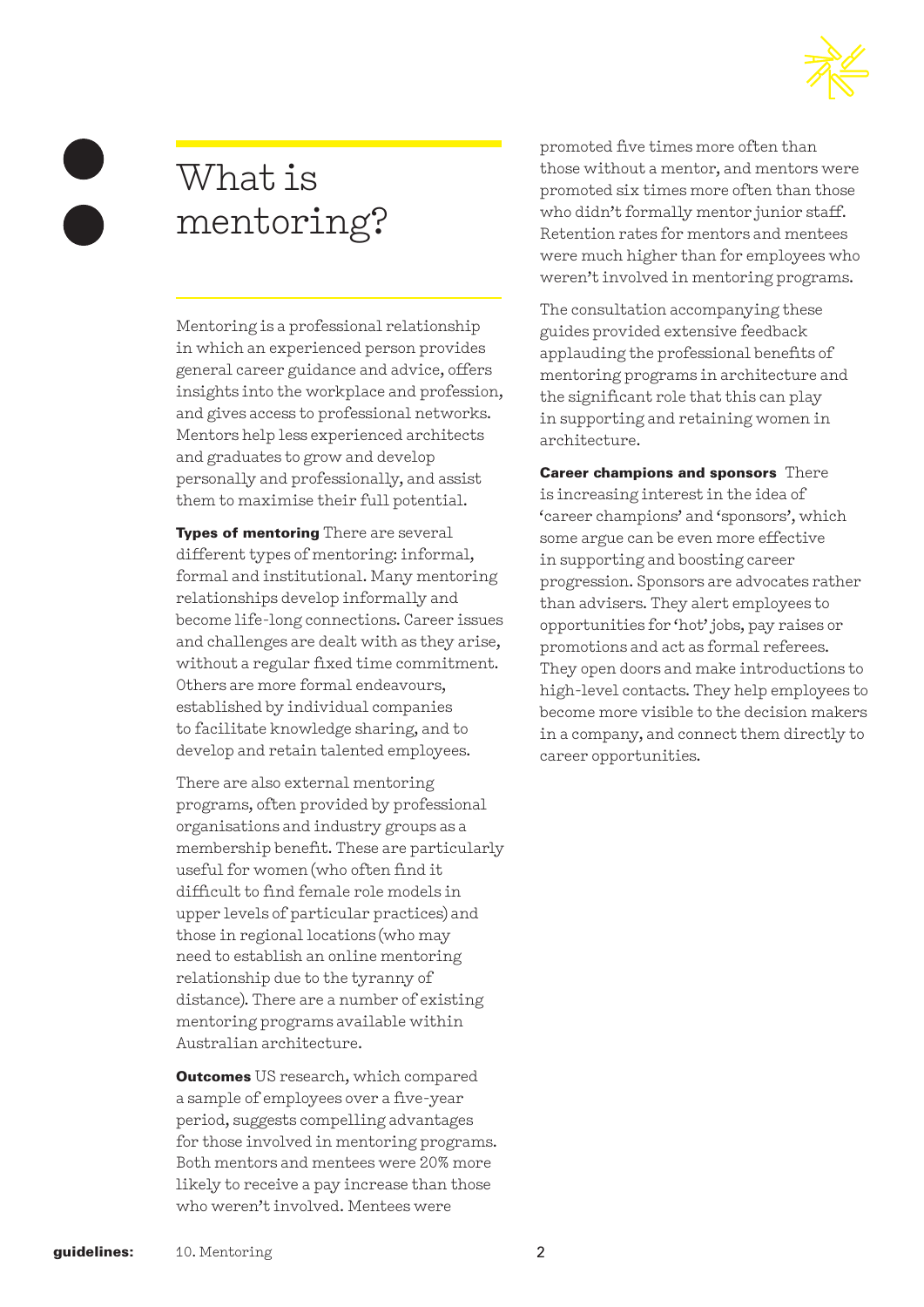# What is mentoring?

Mentoring is a professional relationship in which an experienced person provides general career guidance and advice, offers insights into the workplace and profession, and gives access to professional networks. Mentors help less experienced architects and graduates to grow and develop personally and professionally, and assist them to maximise their full potential.

**Types of mentoring** There are several different types of mentoring: informal, formal and institutional. Many mentoring relationships develop informally and become life-long connections. Career issues and challenges are dealt with as they arise, without a regular fixed time commitment. Others are more formal endeavours, established by individual companies to facilitate knowledge sharing, and to develop and retain talented employees.

There are also external mentoring programs, often provided by professional organisations and industry groups as a membership benefit. These are particularly useful for women (who often find it difficult to find female role models in upper levels of particular practices) and those in regional locations (who may need to establish an online mentoring relationship due to the tyranny of distance). There are a number of existing mentoring programs available within Australian architecture.

**Outcomes** US research, which compared a sample of employees over a five-year period, suggests compelling advantages for those involved in mentoring programs. Both mentors and mentees were 20% more likely to receive a pay increase than those who weren't involved. Mentees were promoted five times more often than those without a mentor, and mentors were promoted six times more often than those who didn't formally mentor junior staff. Retention rates for mentors and mentees were much higher than for employees who weren't involved in mentoring programs.

The consultation accompanying these guides provided extensive feedback applauding the professional benefits of mentoring programs in architecture and the significant role that this can play in supporting and retaining women in architecture.

**Career champions and sponsors** There is increasing interest in the idea of 'career champions' and 'sponsors', which some argue can be even more effective in supporting and boosting career progression. Sponsors are advocates rather than advisers. They alert employees to opportunities for 'hot' jobs, pay raises or promotions and act as formal referees. They open doors and make introductions to high-level contacts. They help employees to become more visible to the decision makers in a company, and connect them directly to career opportunities.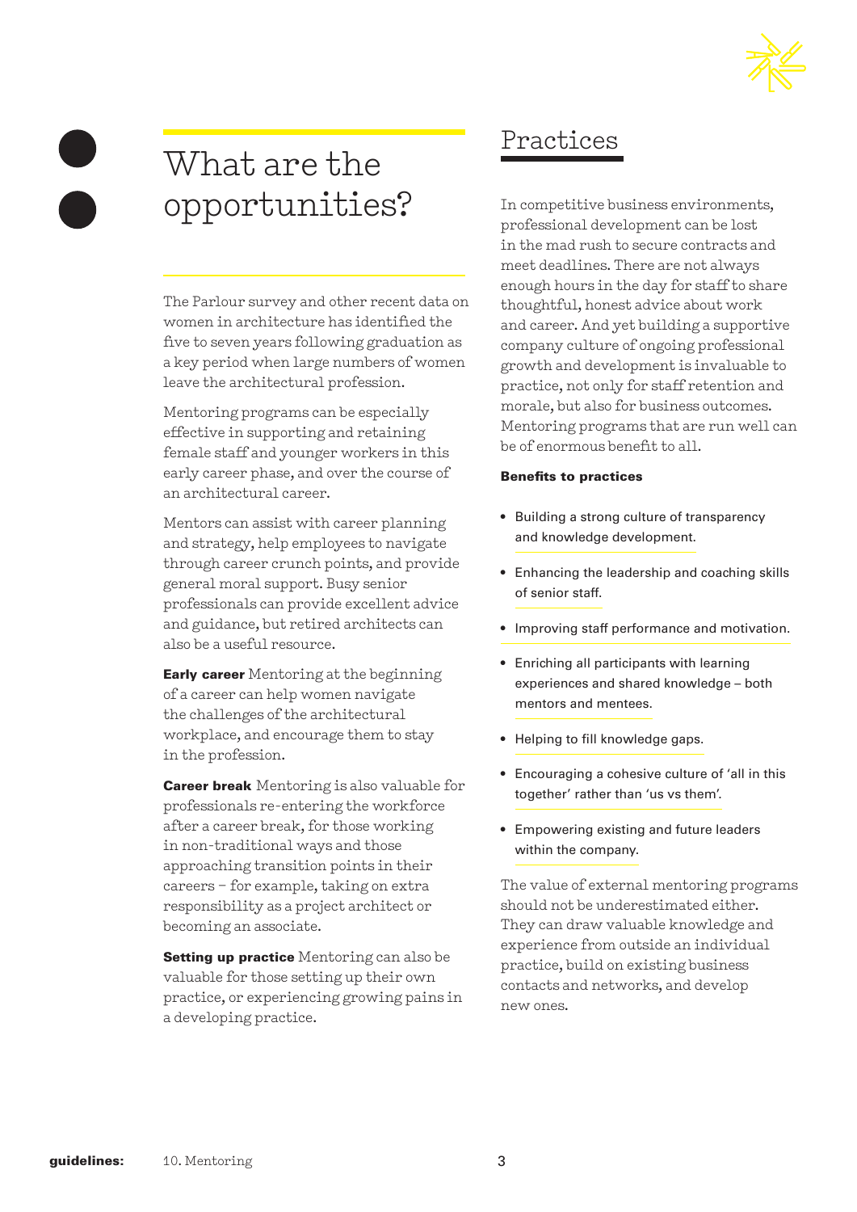# What are the opportunities?

The Parlour survey and other recent data on women in architecture has identified the five to seven years following graduation as a key period when large numbers of women leave the architectural profession.

Mentoring programs can be especially effective in supporting and retaining female staff and younger workers in this early career phase, and over the course of an architectural career.

Mentors can assist with career planning and strategy, help employees to navigate through career crunch points, and provide general moral support. Busy senior professionals can provide excellent advice and guidance, but retired architects can also be a useful resource.

**Early career** Mentoring at the beginning of a career can help women navigate the challenges of the architectural workplace, and encourage them to stay in the profession.

**Career break** Mentoring is also valuable for professionals re-entering the workforce after a career break, for those working in non-traditional ways and those approaching transition points in their careers – for example, taking on extra responsibility as a project architect or becoming an associate.

**Setting up practice** Mentoring can also be valuable for those setting up their own practice, or experiencing growing pains in a developing practice.

## Practices

In competitive business environments, professional development can be lost in the mad rush to secure contracts and meet deadlines. There are not always enough hours in the day for staff to share thoughtful, honest advice about work and career. And yet building a supportive company culture of ongoing professional growth and development is invaluable to practice, not only for staff retention and morale, but also for business outcomes. Mentoring programs that are run well can be of enormous benefit to all.

**Benefits to practices**

- Building a strong culture of transparency and knowledge development.
- Enhancing the leadership and coaching skills of senior staff.
- Improving staff performance and motivation.
- Enriching all participants with learning experiences and shared knowledge – both mentors and mentees.
- Helping to fill knowledge gaps.
- Encouraging a cohesive culture of 'all in this together' rather than 'us vs them'.
- Empowering existing and future leaders within the company.

The value of external mentoring programs should not be underestimated either. They can draw valuable knowledge and experience from outside an individual practice, build on existing business contacts and networks, and develop new ones.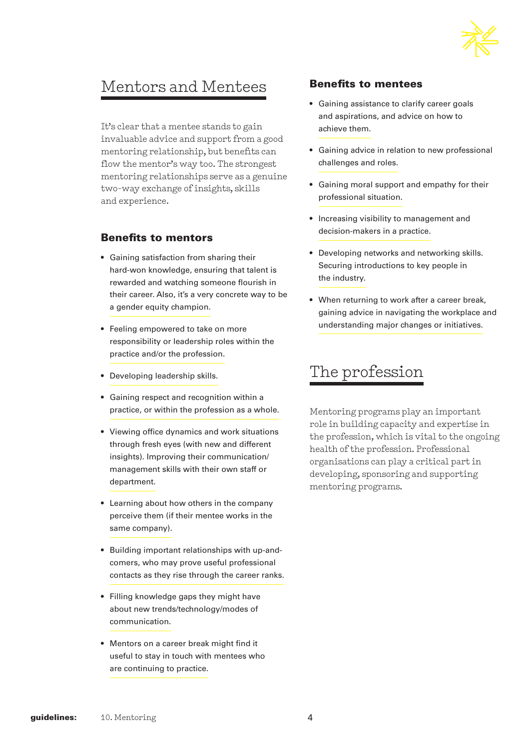# Mentors and Mentees

It's clear that a mentee stands to gain invaluable advice and support from a good mentoring relationship, but benefits can flow the mentor's way too. The strongest mentoring relationships serve as a genuine two-way exchange of insights, skills and experience.

## Benefits to mentors

- Gaining satisfaction from sharing their hard-won knowledge, ensuring that talent is rewarded and watching someone flourish in their career. Also, it's a very concrete way to be a gender equity champion.
- Feeling empowered to take on more responsibility or leadership roles within the practice and/or the profession.
- Developing leadership skills.
- Gaining respect and recognition within a practice, or within the profession as a whole.
- Viewing office dynamics and work situations through fresh eyes (with new and different insights). Improving their communication/ management skills with their own staff or department.
- Learning about how others in the company perceive them (if their mentee works in the same company).
- Building important relationships with up-and-comers, who may prove useful professional contacts as they rise through the career ranks.
- Filling knowledge gaps they might have about new trends/technology/modes of communication.
- Mentors on a career break might find it useful to stay in touch with mentees who are continuing to practice.

## Benefits to mentees

- Gaining assistance to clarify career goals and aspirations, and advice on how to achieve them.
- Gaining advice in relation to new professional challenges and roles.
- Gaining moral support and empathy for their professional situation.
- Increasing visibility to management and decision-makers in a practice.
- Developing networks and networking skills. Securing introductions to key people in the industry.
- When returning to work after a career break, gaining advice in navigating the workplace and understanding major changes or initiatives.

# The profession

Mentoring programs play an important role in building capacity and expertise in the profession, which is vital to the ongoing health of the profession. Professional organisations can play a critical part in developing, sponsoring and supporting mentoring programs.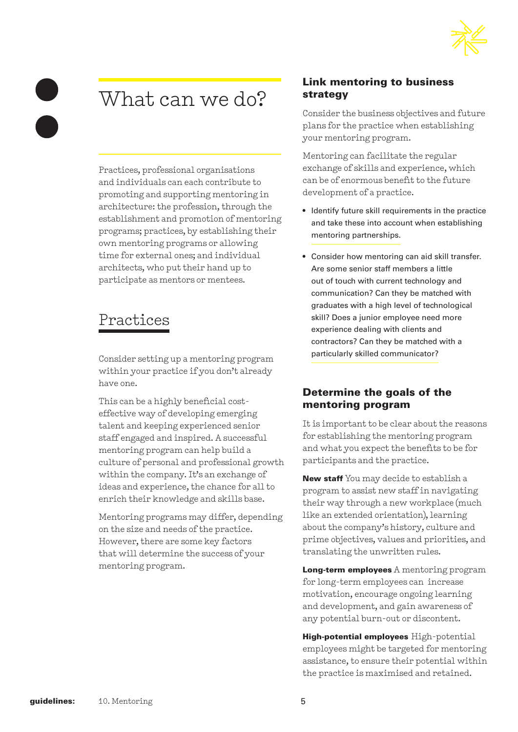# What can we do?

Practices, professional organisations and individuals can each contribute to promoting and supporting mentoring in architecture: the profession, through the establishment and promotion of mentoring programs; practices, by establishing their own mentoring programs or allowing time for external ones; and individual architects, who put their hand up to participate as mentors or mentees.

## Practices

Consider setting up a mentoring program within your practice if you don't already have one.

This can be a highly beneficial cost-effective way of developing emerging talent and keeping experienced senior staff engaged and inspired. A successful mentoring program can help build a culture of personal and professional growth within the company. It's an exchange of ideas and experience, the chance for all to enrich their knowledge and skills base.

Mentoring programs may differ, depending on the size and needs of the practice. However, there are some key factors that will determine the success of your mentoring program.

### Link mentoring to business strategy

Consider the business objectives and future plans for the practice when establishing your mentoring program.

Mentoring can facilitate the regular exchange of skills and experience, which can be of enormous benefit to the future development of a practice.

- Identify future skill requirements in the practice and take these into account when establishing mentoring partnerships.
- Consider how mentoring can aid skill transfer. Are some senior staff members a little out of touch with current technology and communication? Can they be matched with graduates with a high level of technological skill? Does a junior employee need more experience dealing with clients and contractors? Can they be matched with a particularly skilled communicator?

### Determine the goals of the mentoring program

It is important to be clear about the reasons for establishing the mentoring program and what you expect the benefits to be for participants and the practice.

**New staff** You may decide to establish a program to assist new staff in navigating their way through a new workplace (much like an extended orientation), learning about the company's history, culture and prime objectives, values and priorities, and translating the unwritten rules.

**Long-term employees** A mentoring program for long-term employees can increase motivation, encourage ongoing learning and development, and gain awareness of any potential burn-out or discontent.

**High-potential employees** High-potential employees might be targeted for mentoring assistance, to ensure their potential within the practice is maximised and retained.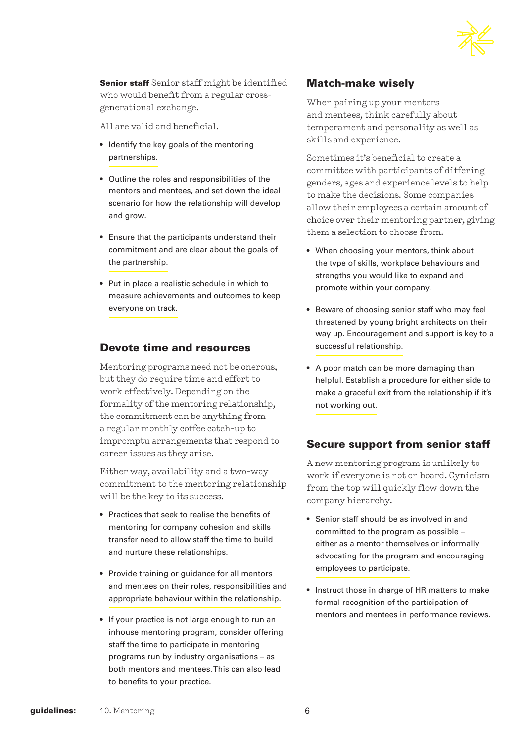**Senior staff** Senior staff might be identified who would benefit from a regular cross-generational exchange.

All are valid and beneficial.

- Identify the key goals of the mentoring partnerships.
- Outline the roles and responsibilities of the mentors and mentees, and set down the ideal scenario for how the relationship will develop and grow.
- Ensure that the participants understand their commitment and are clear about the goals of the partnership.
- Put in place a realistic schedule in which to measure achievements and outcomes to keep everyone on track.

## Devote time and resources

Mentoring programs need not be onerous, but they do require time and effort to work effectively. Depending on the formality of the mentoring relationship, the commitment can be anything from a regular monthly coffee catch-up to impromptu arrangements that respond to career issues as they arise.

Either way, availability and a two-way commitment to the mentoring relationship will be the key to its success.

- Practices that seek to realise the benefits of mentoring for company cohesion and skills transfer need to allow staff the time to build and nurture these relationships.
- Provide training or guidance for all mentors and mentees on their roles, responsibilities and appropriate behaviour within the relationship.
- If your practice is not large enough to run an inhouse mentoring program, consider offering staff the time to participate in mentoring programs run by industry organisations – as both mentors and mentees. This can also lead to benefits to your practice.

## Match-make wisely

When pairing up your mentors and mentees, think carefully about temperament and personality as well as skills and experience.

Sometimes it's beneficial to create a committee with participants of differing genders, ages and experience levels to help to make the decisions. Some companies allow their employees a certain amount of choice over their mentoring partner, giving them a selection to choose from.

- When choosing your mentors, think about the type of skills, workplace behaviours and strengths you would like to expand and promote within your company.
- Beware of choosing senior staff who may feel threatened by young bright architects on their way up. Encouragement and support is key to a successful relationship.
- A poor match can be more damaging than helpful. Establish a procedure for either side to make a graceful exit from the relationship if it's not working out.

## Secure support from senior staff

A new mentoring program is unlikely to work if everyone is not on board. Cynicism from the top will quickly flow down the company hierarchy.

- Senior staff should be as involved in and committed to the program as possible – either as a mentor themselves or informally advocating for the program and encouraging employees to participate.
- Instruct those in charge of HR matters to make formal recognition of the participation of mentors and mentees in performance reviews.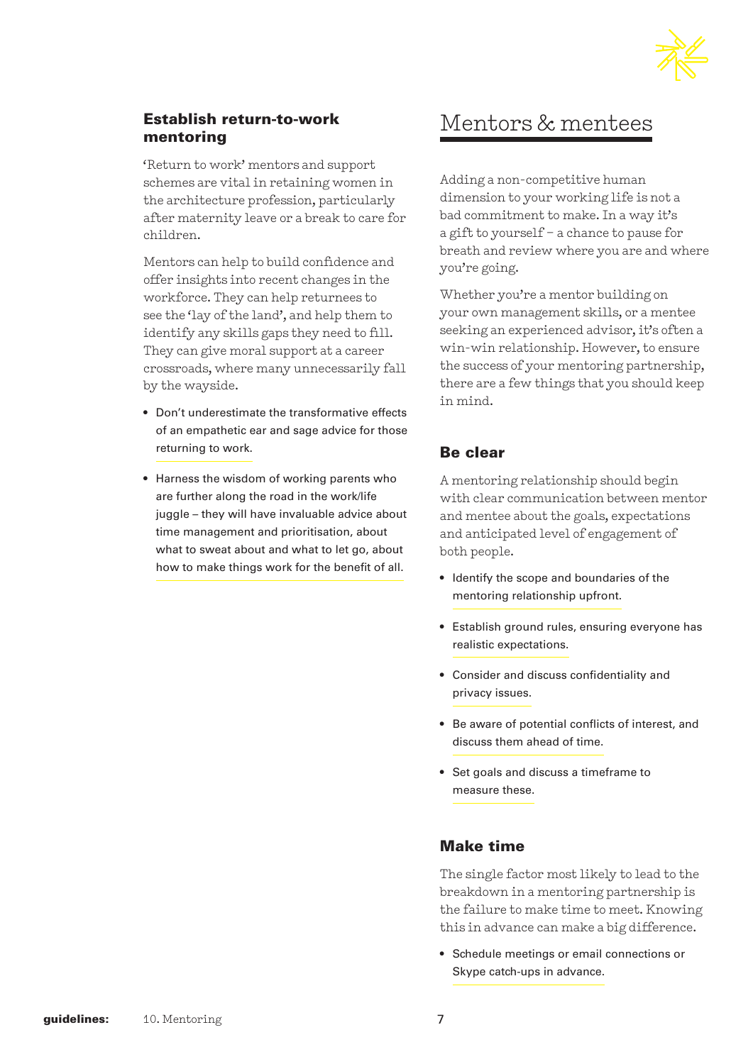## Establish return-to-work mentoring

'Return to work' mentors and support schemes are vital in retaining women in the architecture profession, particularly after maternity leave or a break to care for children.

Mentors can help to build confidence and offer insights into recent changes in the workforce. They can help returnees to see the 'lay of the land', and help them to identify any skills gaps they need to fill. They can give moral support at a career crossroads, where many unnecessarily fall by the wayside.

- Don't underestimate the transformative effects of an empathetic ear and sage advice for those returning to work.
- Harness the wisdom of working parents who are further along the road in the work/life juggle – they will have invaluable advice about time management and prioritisation, about what to sweat about and what to let go, about how to make things work for the benefit of all.

# Mentors & mentees

Adding a non-competitive human dimension to your working life is not a bad commitment to make. In a way it's a gift to yourself – a chance to pause for breath and review where you are and where you're going.

Whether you're a mentor building on your own management skills, or a mentee seeking an experienced advisor, it's often a win-win relationship. However, to ensure the success of your mentoring partnership, there are a few things that you should keep in mind.

## Be clear

A mentoring relationship should begin with clear communication between mentor and mentee about the goals, expectations and anticipated level of engagement of both people.

- Identify the scope and boundaries of the mentoring relationship upfront.
- Establish ground rules, ensuring everyone has realistic expectations.
- Consider and discuss confidentiality and privacy issues.
- Be aware of potential conflicts of interest, and discuss them ahead of time.
- Set goals and discuss a timeframe to measure these.

## Make time

The single factor most likely to lead to the breakdown in a mentoring partnership is the failure to make time to meet. Knowing this in advance can make a big difference.

- Schedule meetings or email connections or Skype catch-ups in advance.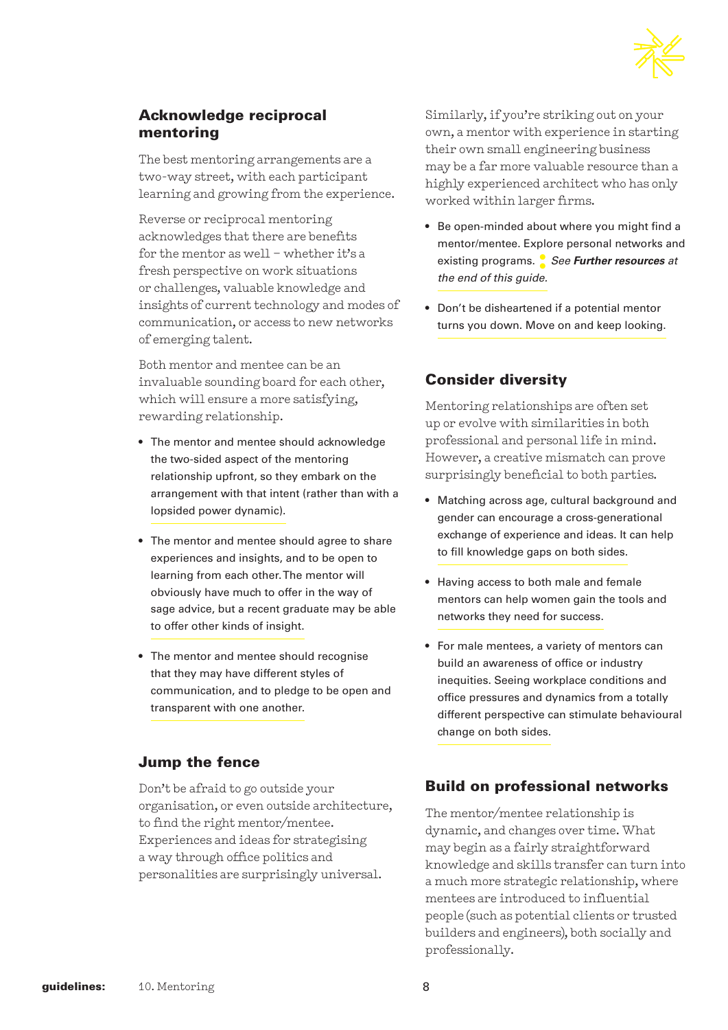## Acknowledge reciprocal mentoring

The best mentoring arrangements are a two-way street, with each participant learning and growing from the experience.

Reverse or reciprocal mentoring acknowledges that there are benefits for the mentor as well – whether it's a fresh perspective on work situations or challenges, valuable knowledge and insights of current technology and modes of communication, or access to new networks of emerging talent.

Both mentor and mentee can be an invaluable sounding board for each other, which will ensure a more satisfying, rewarding relationship.

- The mentor and mentee should acknowledge the two-sided aspect of the mentoring relationship upfront, so they embark on the arrangement with that intent (rather than with a lopsided power dynamic).
- The mentor and mentee should agree to share experiences and insights, and to be open to learning from each other. The mentor will obviously have much to offer in the way of sage advice, but a recent graduate may be able to offer other kinds of insight.
- The mentor and mentee should recognise that they may have different styles of communication, and to pledge to be open and transparent with one another.

## Jump the fence

Don't be afraid to go outside your organisation, or even outside architecture, to find the right mentor/mentee. Experiences and ideas for strategising a way through office politics and personalities are surprisingly universal.

Similarly, if you're striking out on your own, a mentor with experience in starting their own small engineering business may be a far more valuable resource than a highly experienced architect who has only worked within larger firms.

- Be open-minded about where you might find a mentor/mentee. Explore personal networks and existing programs. *See **Further resources** at the end of this guide.*
- Don't be disheartened if a potential mentor turns you down. Move on and keep looking.

## Consider diversity

Mentoring relationships are often set up or evolve with similarities in both professional and personal life in mind. However, a creative mismatch can prove surprisingly beneficial to both parties.

- Matching across age, cultural background and gender can encourage a cross-generational exchange of experience and ideas. It can help to fill knowledge gaps on both sides.
- Having access to both male and female mentors can help women gain the tools and networks they need for success.
- For male mentees, a variety of mentors can build an awareness of office or industry inequities. Seeing workplace conditions and office pressures and dynamics from a totally different perspective can stimulate behavioural change on both sides.

## Build on professional networks

The mentor/mentee relationship is dynamic, and changes over time. What may begin as a fairly straightforward knowledge and skills transfer can turn into a much more strategic relationship, where mentees are introduced to influential people (such as potential clients or trusted builders and engineers), both socially and professionally.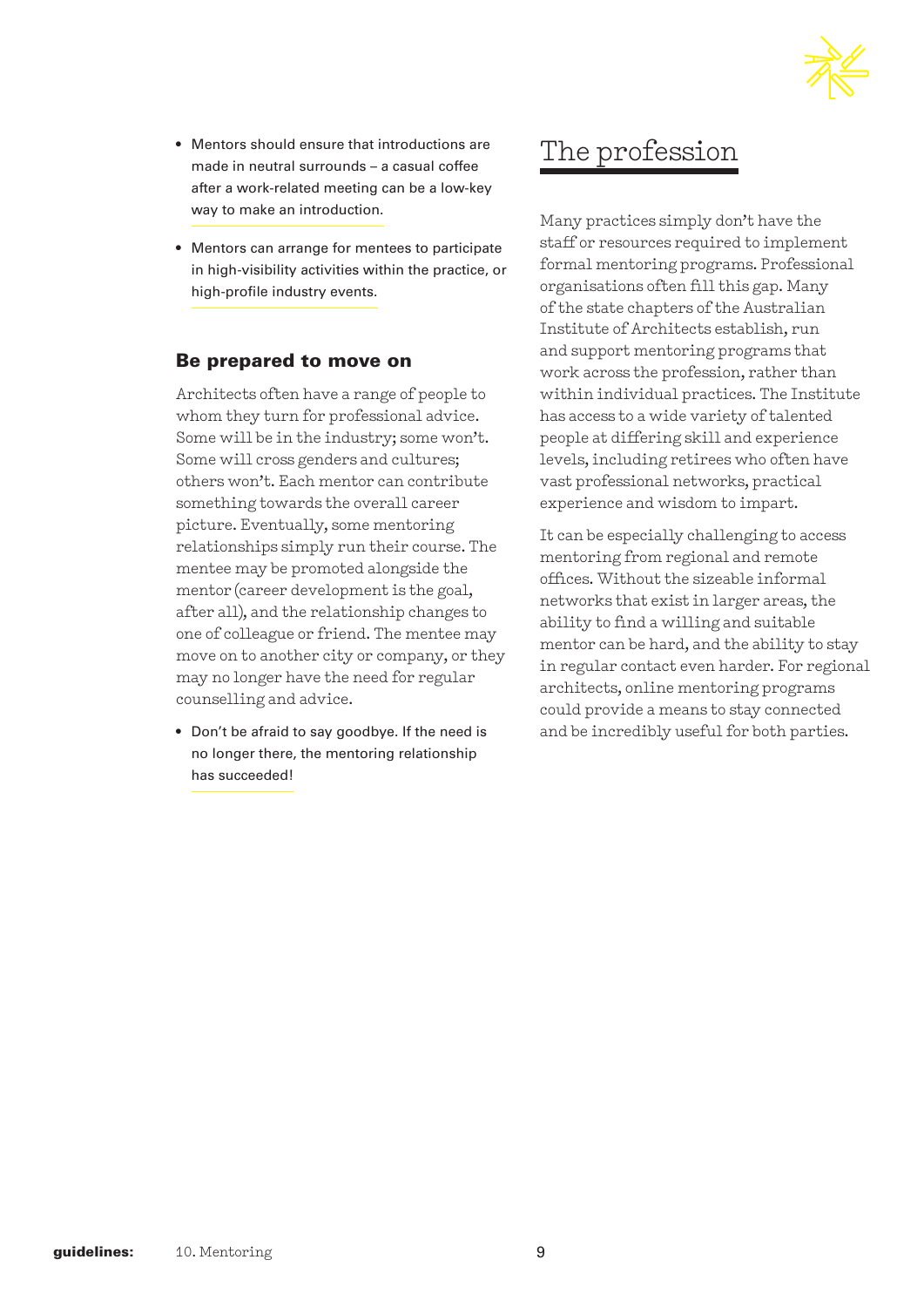- Mentors should ensure that introductions are made in neutral surrounds – a casual coffee after a work-related meeting can be a low-key way to make an introduction.
- Mentors can arrange for mentees to participate in high-visibility activities within the practice, or high-profile industry events.

### Be prepared to move on

Architects often have a range of people to whom they turn for professional advice. Some will be in the industry; some won't. Some will cross genders and cultures; others won't. Each mentor can contribute something towards the overall career picture. Eventually, some mentoring relationships simply run their course. The mentee may be promoted alongside the mentor (career development is the goal, after all), and the relationship changes to one of colleague or friend. The mentee may move on to another city or company, or they may no longer have the need for regular counselling and advice.

- Don't be afraid to say goodbye. If the need is no longer there, the mentoring relationship has succeeded!

## The profession

Many practices simply don't have the staff or resources required to implement formal mentoring programs. Professional organisations often fill this gap. Many of the state chapters of the Australian Institute of Architects establish, run and support mentoring programs that work across the profession, rather than within individual practices. The Institute has access to a wide variety of talented people at differing skill and experience levels, including retirees who often have vast professional networks, practical experience and wisdom to impart.

It can be especially challenging to access mentoring from regional and remote offices. Without the sizeable informal networks that exist in larger areas, the ability to find a willing and suitable mentor can be hard, and the ability to stay in regular contact even harder. For regional architects, online mentoring programs could provide a means to stay connected and be incredibly useful for both parties.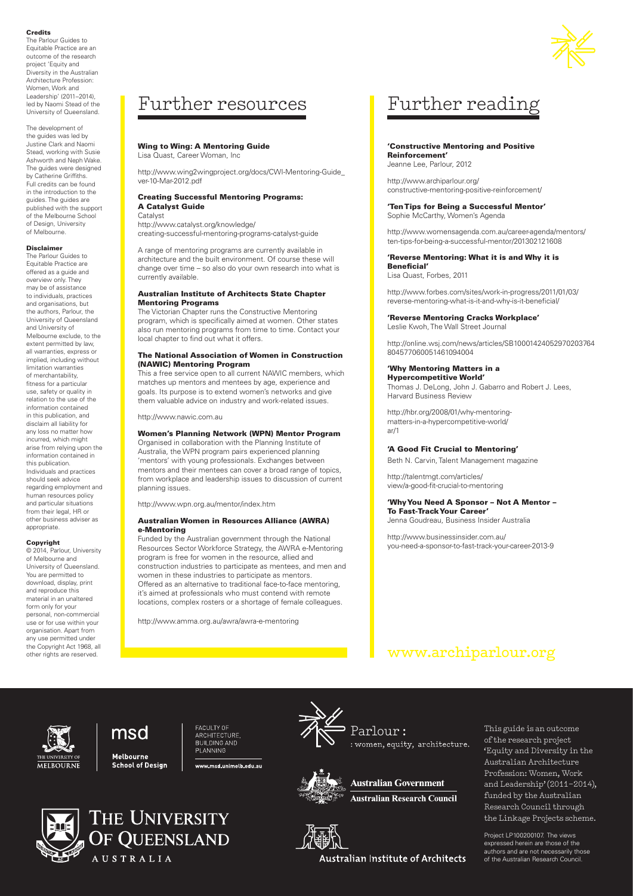**Credits**

The Parlour Guides to Equitable Practice are an outcome of the research project 'Equity and Diversity in the Australian Architecture Profession: Women, Work and Leadership' (2011–2014), led by Naomi Stead of the University of Queensland.

The development of the guides was led by Justine Clark and Naomi Stead, working with Susie Ashworth and Neph Wake. The guides were designed by Catherine Griffiths. Full credits can be found in the introduction to the guides. The guides are published with the support of the Melbourne School of Design, University of Melbourne.

**Disclaimer**

The Parlour Guides to Equitable Practice are offered as a guide and overview only. They may be of assistance to individuals, practices and organisations, but the authors, Parlour, the University of Queensland and University of Melbourne exclude, to the extent permitted by law, all warranties, express or implied, including without limitation warranties of merchantability, fitness for a particular use, safety or quality in relation to the use of the information contained in this publication, and disclaim all liability for any loss no matter how incurred, which might arise from relying upon the information contained in this publication. Individuals and practices should seek advice regarding employment and human resources policy and particular situations from their legal, HR or other business adviser as appropriate.

**Copyright**

© 2014, Parlour, University of Melbourne and University of Queensland. You are permitted to download, display, print and reproduce this material in an unaltered form only for your personal, non-commercial use or for use within your organisation. Apart from any use permitted under the Copyright Act 1968, all other rights are reserved.

# Further resources

### Wing to Wing: A Mentoring Guide

Lisa Quast, Career Woman, Inc

http://www.wing2wingproject.org/docs/CWI-Mentoring-Guide_ver-10-Mar-2012.pdf

### Creating Successful Mentoring Programs: A Catalyst Guide

Catalyst
http://www.catalyst.org/knowledge/creating-successful-mentoring-programs-catalyst-guide

A range of mentoring programs are currently available in architecture and the built environment. Of course these will change over time – so also do your own research into what is currently available.

### Australian Institute of Architects State Chapter Mentoring Programs

The Victorian Chapter runs the Constructive Mentoring program, which is specifically aimed at women. Other states also run mentoring programs from time to time. Contact your local chapter to find out what it offers.

### The National Association of Women in Construction (NAWIC) Mentoring Program

This a free service open to all current NAWIC members, which matches up mentors and mentees by age, experience and goals. Its purpose is to extend women's networks and give them valuable advice on industry and work-related issues.

http://www.nawic.com.au

### Women's Planning Network (WPN) Mentor Program

Organised in collaboration with the Planning Institute of Australia, the WPN program pairs experienced planning 'mentors' with young professionals. Exchanges between mentors and their mentees can cover a broad range of topics, from workplace and leadership issues to discussion of current planning issues.

http://www.wpn.org.au/mentor/index.htm

### Australian Women in Resources Alliance (AWRA) e-Mentoring

Funded by the Australian government through the National Resources Sector Workforce Strategy, the AWRA e-Mentoring program is free for women in the resource, allied and construction industries to participate as mentees, and men and women in these industries to participate as mentors. Offered as an alternative to traditional face-to-face mentoring, it's aimed at professionals who must contend with remote locations, complex rosters or a shortage of female colleagues.

http://www.amma.org.au/awra/awra-e-mentoring

# Further reading

### 'Constructive Mentoring and Positive Reinforcement'

Jeanne Lee, Parlour, 2012

http://www.archiparlour.org/constructive-mentoring-positive-reinforcement/

### 'Ten Tips for Being a Successful Mentor'

Sophie McCarthy, Women's Agenda

http://www.womensagenda.com.au/career-agenda/mentors/ten-tips-for-being-a-successful-mentor/201302121608

### 'Reverse Mentoring: What it is and Why it is Beneficial'

Lisa Quast, Forbes, 2011

http://www.forbes.com/sites/work-in-progress/2011/01/03/reverse-mentoring-what-is-it-and-why-is-it-beneficial/

### 'Reverse Mentoring Cracks Workplace'

Leslie Kwoh, The Wall Street Journal

http://online.wsj.com/news/articles/SB10001424052970203764804577060051461094004

### 'Why Mentoring Matters in a Hypercompetitive World'

Thomas J. DeLong, John J. Gabarro and Robert J. Lees, Harvard Business Review

http://hbr.org/2008/01/why-mentoring-matters-in-a-hypercompetitive-world/ar/1

### 'A Good Fit Crucial to Mentoring'

Beth N. Carvin, Talent Management magazine

http://talentmgt.com/articles/view/a-good-fit-crucial-to-mentoring

### 'Why You Need A Sponsor – Not A Mentor – To Fast-Track Your Career'

Jenna Goudreau, Business Insider Australia

http://www.businessinsider.com.au/you-need-a-sponsor-to-fast-track-your-career-2013-9

www.archiparlour.org

The University of Melbourne

msd
Melbourne School of Design

Faculty of Architecture, Building and Planning
www.msd.unimelb.edu.au

The University of Queensland
Australia

Parlour:
: women, equity, architecture.

Australian Government
Australian Research Council

Australian Institute of Architects

This guide is an outcome of the research project 'Equity and Diversity in the Australian Architecture Profession: Women, Work and Leadership' (2011–2014), funded by the Australian Research Council through the Linkage Projects scheme.

Project LP100200107. The views expressed herein are those of the authors and are not necessarily those of the Australian Research Council.